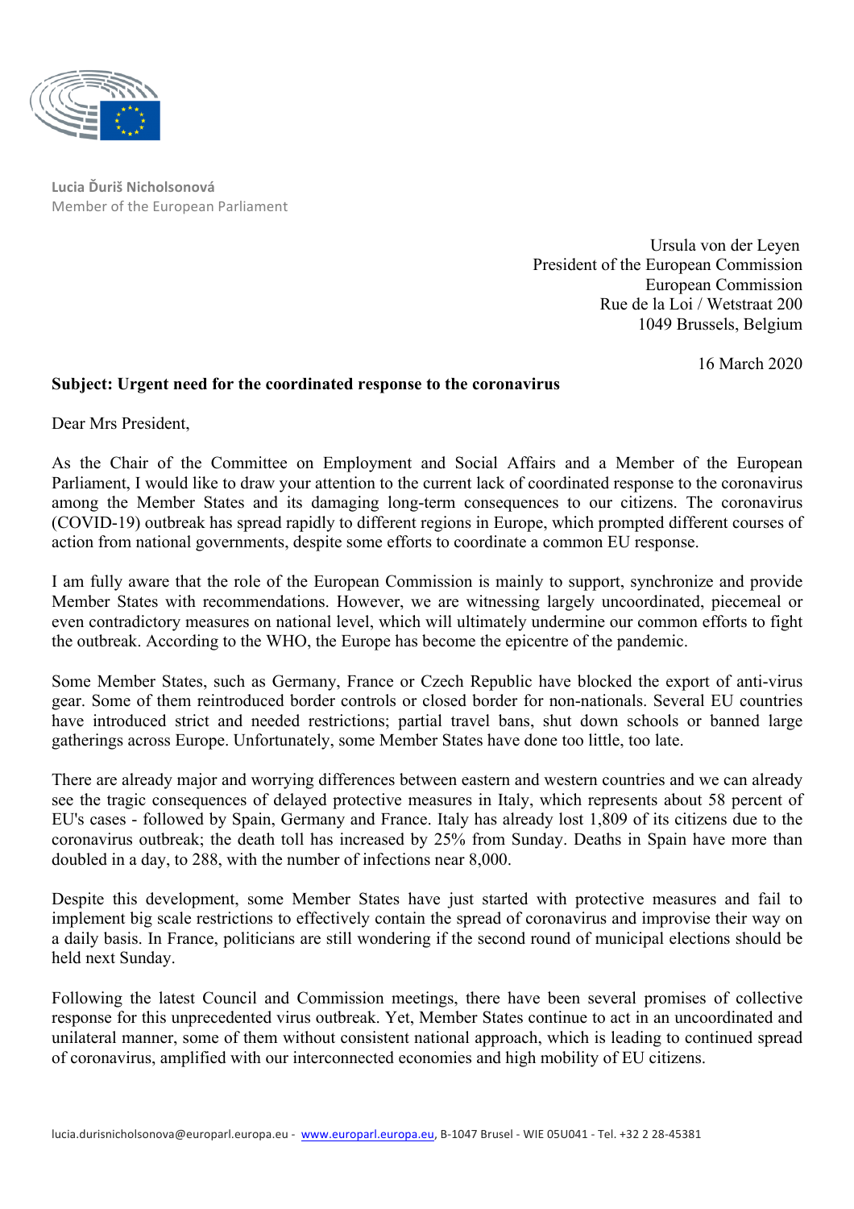Lucia Ďuriš Nicholsonová
Member of the European Parliament

Ursula von der Leyen
President of the European Commission
European Commission
Rue de la Loi / Wetstraat 200
1049 Brussels, Belgium

16 March 2020

**Subject: Urgent need for the coordinated response to the coronavirus**

Dear Mrs President,

As the Chair of the Committee on Employment and Social Affairs and a Member of the European Parliament, I would like to draw your attention to the current lack of coordinated response to the coronavirus among the Member States and its damaging long-term consequences to our citizens. The coronavirus (COVID-19) outbreak has spread rapidly to different regions in Europe, which prompted different courses of action from national governments, despite some efforts to coordinate a common EU response.

I am fully aware that the role of the European Commission is mainly to support, synchronize and provide Member States with recommendations. However, we are witnessing largely uncoordinated, piecemeal or even contradictory measures on national level, which will ultimately undermine our common efforts to fight the outbreak. According to the WHO, the Europe has become the epicentre of the pandemic.

Some Member States, such as Germany, France or Czech Republic have blocked the export of anti-virus gear. Some of them reintroduced border controls or closed border for non-nationals. Several EU countries have introduced strict and needed restrictions; partial travel bans, shut down schools or banned large gatherings across Europe. Unfortunately, some Member States have done too little, too late.

There are already major and worrying differences between eastern and western countries and we can already see the tragic consequences of delayed protective measures in Italy, which represents about 58 percent of EU's cases - followed by Spain, Germany and France. Italy has already lost 1,809 of its citizens due to the coronavirus outbreak; the death toll has increased by 25% from Sunday. Deaths in Spain have more than doubled in a day, to 288, with the number of infections near 8,000.

Despite this development, some Member States have just started with protective measures and fail to implement big scale restrictions to effectively contain the spread of coronavirus and improvise their way on a daily basis. In France, politicians are still wondering if the second round of municipal elections should be held next Sunday.

Following the latest Council and Commission meetings, there have been several promises of collective response for this unprecedented virus outbreak. Yet, Member States continue to act in an uncoordinated and unilateral manner, some of them without consistent national approach, which is leading to continued spread of coronavirus, amplified with our interconnected economies and high mobility of EU citizens.

lucia.durisnicholsonova@europarl.europa.eu - www.europarl.europa.eu, B-1047 Brusel - WIE 05U041 - Tel. +32 2 28-45381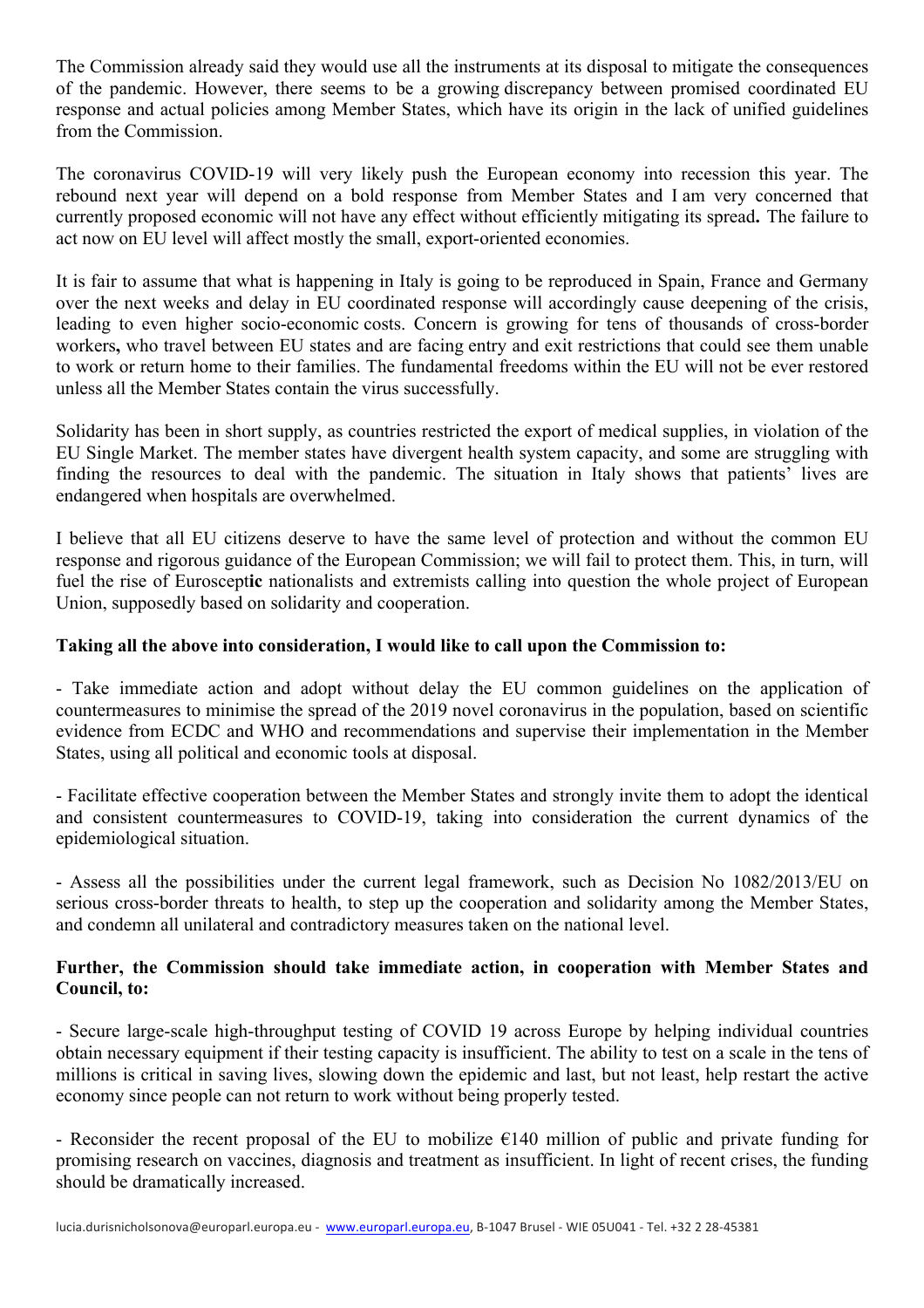The Commission already said they would use all the instruments at its disposal to mitigate the consequences of the pandemic. However, there seems to be a growing discrepancy between promised coordinated EU response and actual policies among Member States, which have its origin in the lack of unified guidelines from the Commission.

The coronavirus COVID-19 will very likely push the European economy into recession this year. The rebound next year will depend on a bold response from Member States and I am very concerned that currently proposed economic will not have any effect without efficiently mitigating its spread**.** The failure to act now on EU level will affect mostly the small, export-oriented economies.

It is fair to assume that what is happening in Italy is going to be reproduced in Spain, France and Germany over the next weeks and delay in EU coordinated response will accordingly cause deepening of the crisis, leading to even higher socio-economic costs. Concern is growing for tens of thousands of cross-border workers**,** who travel between EU states and are facing entry and exit restrictions that could see them unable to work or return home to their families. The fundamental freedoms within the EU will not be ever restored unless all the Member States contain the virus successfully.

Solidarity has been in short supply, as countries restricted the export of medical supplies, in violation of the EU Single Market. The member states have divergent health system capacity, and some are struggling with finding the resources to deal with the pandemic. The situation in Italy shows that patients' lives are endangered when hospitals are overwhelmed.

I believe that all EU citizens deserve to have the same level of protection and without the common EU response and rigorous guidance of the European Commission; we will fail to protect them. This, in turn, will fuel the rise of Eurosceptic nationalists and extremists calling into question the whole project of European Union, supposedly based on solidarity and cooperation.

**Taking all the above into consideration, I would like to call upon the Commission to:**

- Take immediate action and adopt without delay the EU common guidelines on the application of countermeasures to minimise the spread of the 2019 novel coronavirus in the population, based on scientific evidence from ECDC and WHO and recommendations and supervise their implementation in the Member States, using all political and economic tools at disposal.

- Facilitate effective cooperation between the Member States and strongly invite them to adopt the identical and consistent countermeasures to COVID-19, taking into consideration the current dynamics of the epidemiological situation.

- Assess all the possibilities under the current legal framework, such as Decision No 1082/2013/EU on serious cross-border threats to health, to step up the cooperation and solidarity among the Member States, and condemn all unilateral and contradictory measures taken on the national level.

**Further, the Commission should take immediate action, in cooperation with Member States and Council, to:**

- Secure large-scale high-throughput testing of COVID 19 across Europe by helping individual countries obtain necessary equipment if their testing capacity is insufficient. The ability to test on a scale in the tens of millions is critical in saving lives, slowing down the epidemic and last, but not least, help restart the active economy since people can not return to work without being properly tested.

- Reconsider the recent proposal of the EU to mobilize €140 million of public and private funding for promising research on vaccines, diagnosis and treatment as insufficient. In light of recent crises, the funding should be dramatically increased.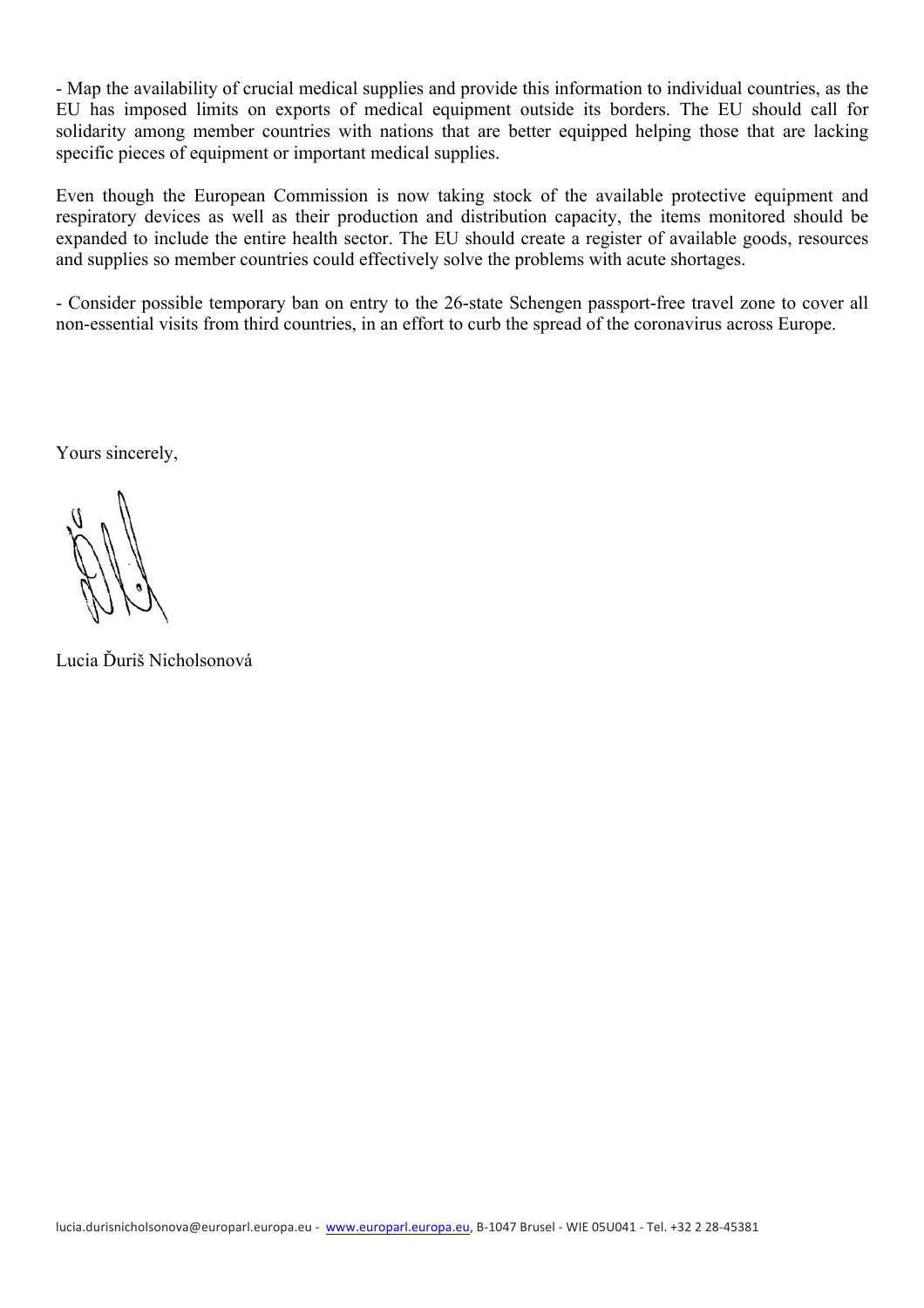- Map the availability of crucial medical supplies and provide this information to individual countries, as the EU has imposed limits on exports of medical equipment outside its borders. The EU should call for solidarity among member countries with nations that are better equipped helping those that are lacking specific pieces of equipment or important medical supplies.

Even though the European Commission is now taking stock of the available protective equipment and respiratory devices as well as their production and distribution capacity, the items monitored should be expanded to include the entire health sector. The EU should create a register of available goods, resources and supplies so member countries could effectively solve the problems with acute shortages.

- Consider possible temporary ban on entry to the 26-state Schengen passport-free travel zone to cover all non-essential visits from third countries, in an effort to curb the spread of the coronavirus across Europe.

Yours sincerely,

Lucia Ďuriš Nicholsonová

lucia.durisnicholsonova@europarl.europa.eu - www.europarl.europa.eu, B-1047 Brusel - WIE 05U041 - Tel. +32 2 28-45381